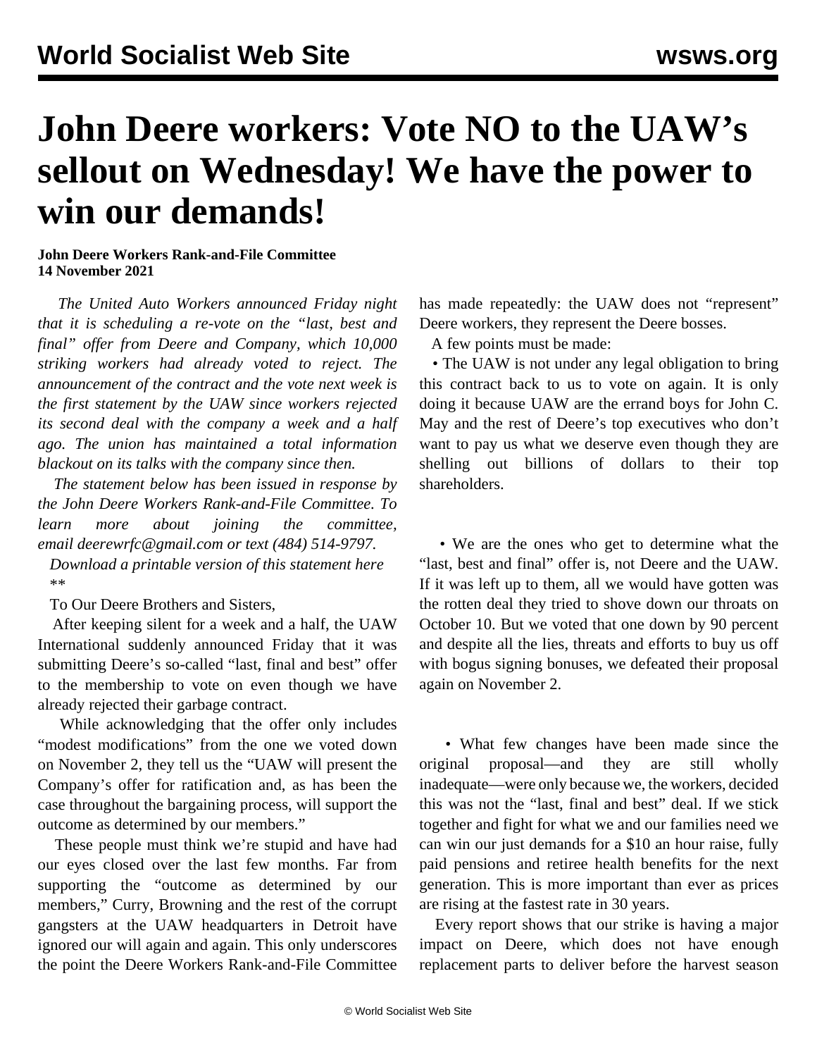# John Deere workers: Vote NO to the UAW's sellout on Wednesday! We have the power to win our demands!

**John Deere Workers Rank-and-File Committee**
**14 November 2021**

*The United Auto Workers announced Friday night that it is scheduling a re-vote on the "last, best and final" offer from Deere and Company, which 10,000 striking workers had already voted to reject. The announcement of the contract and the vote next week is the first statement by the UAW since workers rejected its second deal with the company a week and a half ago. The union has maintained a total information blackout on its talks with the company since then.*

*The statement below has been issued in response by the John Deere Workers Rank-and-File Committee. To learn more about joining the committee, email deerewrfc@gmail.com or text (484) 514-9797.*

*Download a printable version of this statement here*

\*\*

To Our Deere Brothers and Sisters,

After keeping silent for a week and a half, the UAW International suddenly announced Friday that it was submitting Deere's so-called "last, final and best" offer to the membership to vote on even though we have already rejected their garbage contract.

While acknowledging that the offer only includes "modest modifications" from the one we voted down on November 2, they tell us the "UAW will present the Company's offer for ratification and, as has been the case throughout the bargaining process, will support the outcome as determined by our members."

These people must think we're stupid and have had our eyes closed over the last few months. Far from supporting the "outcome as determined by our members," Curry, Browning and the rest of the corrupt gangsters at the UAW headquarters in Detroit have ignored our will again and again. This only underscores the point the Deere Workers Rank-and-File Committee has made repeatedly: the UAW does not "represent" Deere workers, they represent the Deere bosses.

A few points must be made:

- The UAW is not under any legal obligation to bring this contract back to us to vote on again. It is only doing it because UAW are the errand boys for John C. May and the rest of Deere's top executives who don't want to pay us what we deserve even though they are shelling out billions of dollars to their top shareholders.

- We are the ones who get to determine what the "last, best and final" offer is, not Deere and the UAW. If it was left up to them, all we would have gotten was the rotten deal they tried to shove down our throats on October 10. But we voted that one down by 90 percent and despite all the lies, threats and efforts to buy us off with bogus signing bonuses, we defeated their proposal again on November 2.

- What few changes have been made since the original proposal—and they are still wholly inadequate—were only because we, the workers, decided this was not the "last, final and best" deal. If we stick together and fight for what we and our families need we can win our just demands for a $10 an hour raise, fully paid pensions and retiree health benefits for the next generation. This is more important than ever as prices are rising at the fastest rate in 30 years.

Every report shows that our strike is having a major impact on Deere, which does not have enough replacement parts to deliver before the harvest season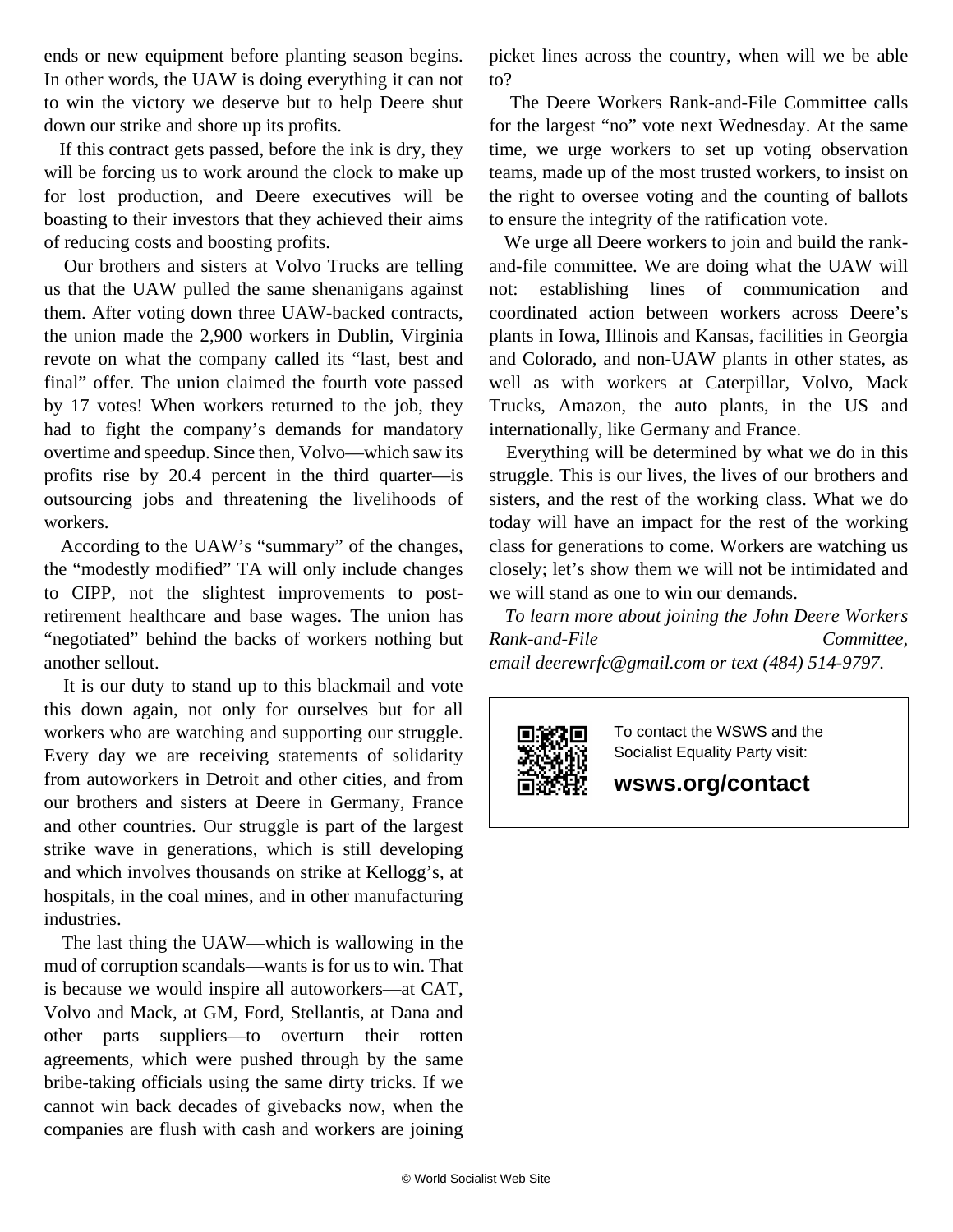ends or new equipment before planting season begins. In other words, the UAW is doing everything it can not to win the victory we deserve but to help Deere shut down our strike and shore up its profits.

If this contract gets passed, before the ink is dry, they will be forcing us to work around the clock to make up for lost production, and Deere executives will be boasting to their investors that they achieved their aims of reducing costs and boosting profits.

Our brothers and sisters at Volvo Trucks are telling us that the UAW pulled the same shenanigans against them. After voting down three UAW-backed contracts, the union made the 2,900 workers in Dublin, Virginia revote on what the company called its "last, best and final" offer. The union claimed the fourth vote passed by 17 votes! When workers returned to the job, they had to fight the company's demands for mandatory overtime and speedup. Since then, Volvo—which saw its profits rise by 20.4 percent in the third quarter—is outsourcing jobs and threatening the livelihoods of workers.

According to the UAW's "summary" of the changes, the "modestly modified" TA will only include changes to CIPP, not the slightest improvements to post-retirement healthcare and base wages. The union has "negotiated" behind the backs of workers nothing but another sellout.

It is our duty to stand up to this blackmail and vote this down again, not only for ourselves but for all workers who are watching and supporting our struggle. Every day we are receiving statements of solidarity from autoworkers in Detroit and other cities, and from our brothers and sisters at Deere in Germany, France and other countries. Our struggle is part of the largest strike wave in generations, which is still developing and which involves thousands on strike at Kellogg's, at hospitals, in the coal mines, and in other manufacturing industries.

The last thing the UAW—which is wallowing in the mud of corruption scandals—wants is for us to win. That is because we would inspire all autoworkers—at CAT, Volvo and Mack, at GM, Ford, Stellantis, at Dana and other parts suppliers—to overturn their rotten agreements, which were pushed through by the same bribe-taking officials using the same dirty tricks. If we cannot win back decades of givebacks now, when the companies are flush with cash and workers are joining picket lines across the country, when will we be able to?

The Deere Workers Rank-and-File Committee calls for the largest "no" vote next Wednesday. At the same time, we urge workers to set up voting observation teams, made up of the most trusted workers, to insist on the right to oversee voting and the counting of ballots to ensure the integrity of the ratification vote.

We urge all Deere workers to join and build the rank-and-file committee. We are doing what the UAW will not: establishing lines of communication and coordinated action between workers across Deere's plants in Iowa, Illinois and Kansas, facilities in Georgia and Colorado, and non-UAW plants in other states, as well as with workers at Caterpillar, Volvo, Mack Trucks, Amazon, the auto plants, in the US and internationally, like Germany and France.

Everything will be determined by what we do in this struggle. This is our lives, the lives of our brothers and sisters, and the rest of the working class. What we do today will have an impact for the rest of the working class for generations to come. Workers are watching us closely; let's show them we will not be intimidated and we will stand as one to win our demands.

*To learn more about joining the John Deere Workers Rank-and-File Committee, email deerewrfc@gmail.com or text (484) 514-9797.*

To contact the WSWS and the Socialist Equality Party visit:

**wsws.org/contact**